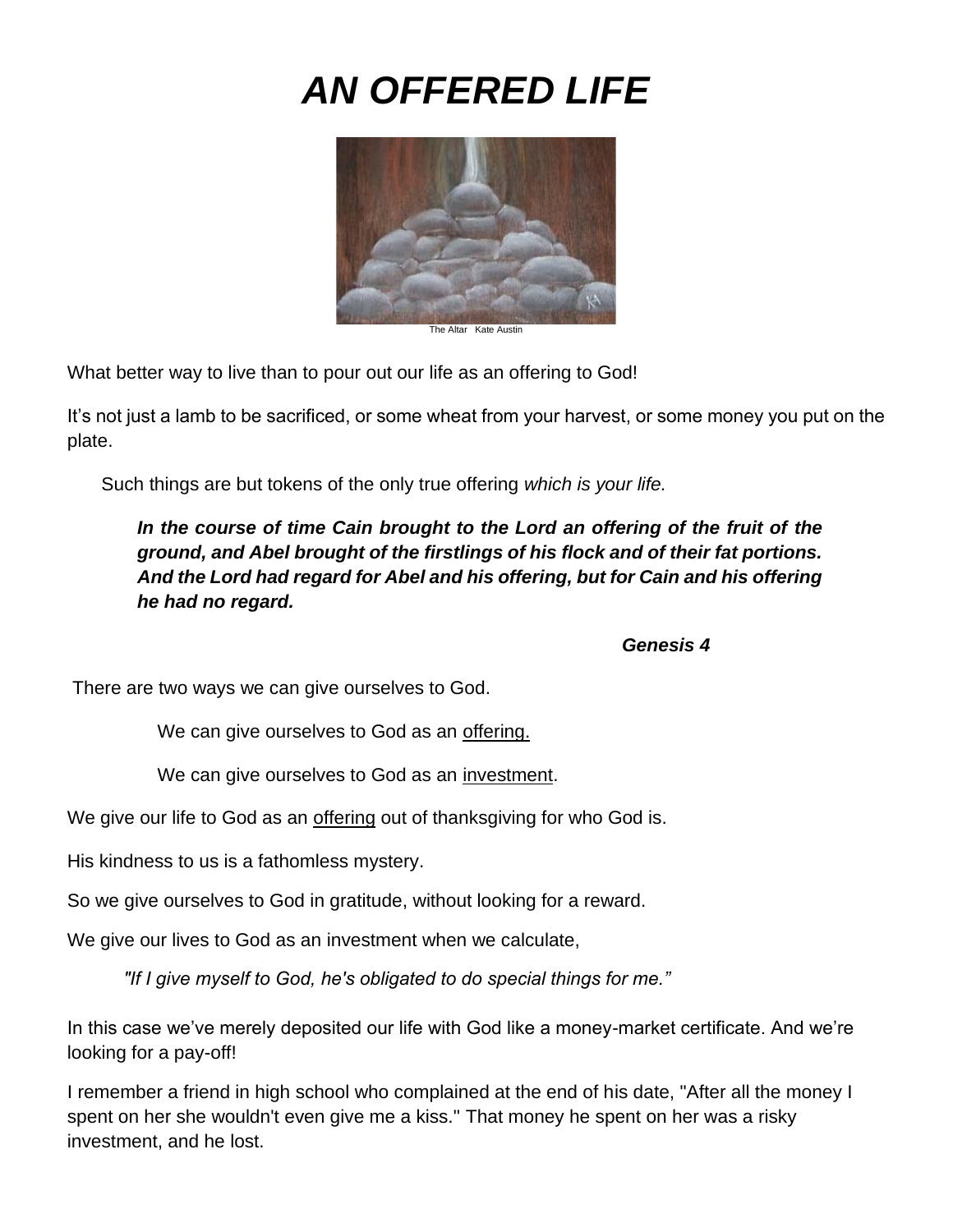# *AN OFFERED LIFE*

The Altar   Kate Austin

What better way to live than to pour out our life as an offering to God!

It's not just a lamb to be sacrificed, or some wheat from your harvest, or some money you put on the plate.

Such things are but tokens of the only true offering *which is your life.*

> ***In the course of time Cain brought to the Lord an offering of the fruit of the ground, and Abel brought of the firstlings of his flock and of their fat portions. And the Lord had regard for Abel and his offering, but for Cain and his offering he had no regard.***
>
> ***Genesis 4***

There are two ways we can give ourselves to God.

We can give ourselves to God as an <u>offering.</u>

We can give ourselves to God as an <u>investment</u>.

We give our life to God as an <u>offering</u> out of thanksgiving for who God is.

His kindness to us is a fathomless mystery.

So we give ourselves to God in gratitude, without looking for a reward.

We give our lives to God as an investment when we calculate,

*"If I give myself to God, he's obligated to do special things for me."*

In this case we've merely deposited our life with God like a money-market certificate. And we're looking for a pay-off!

I remember a friend in high school who complained at the end of his date, "After all the money I spent on her she wouldn't even give me a kiss." That money he spent on her was a risky investment, and he lost.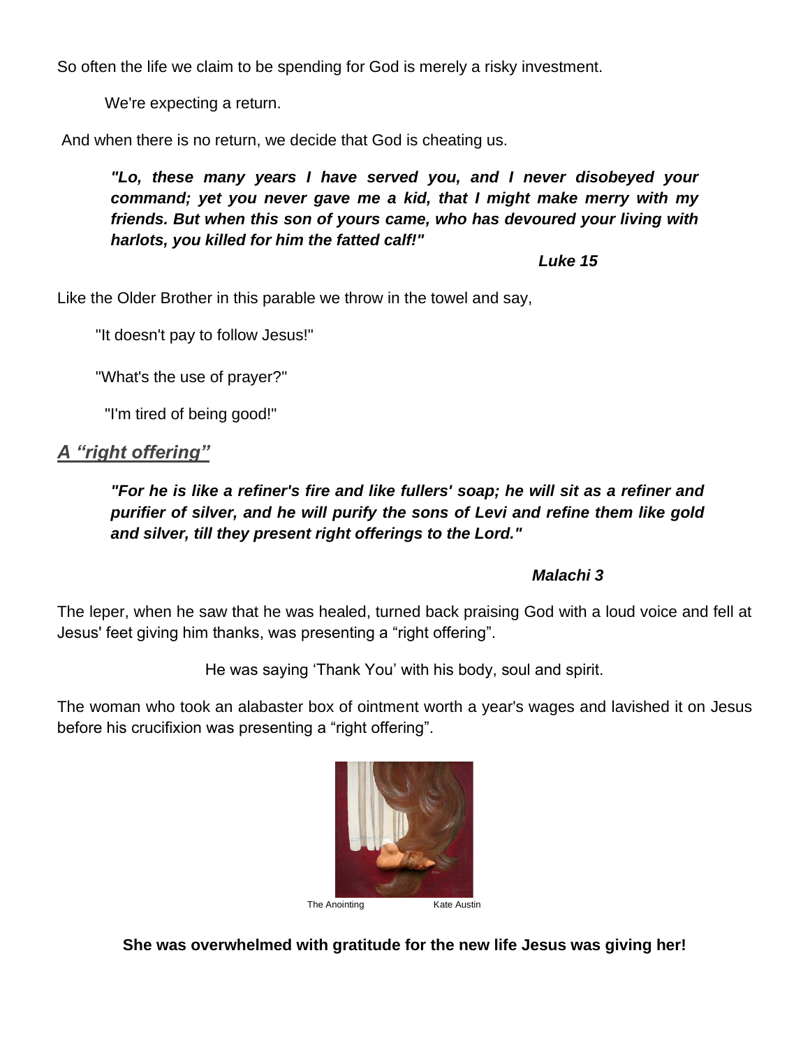So often the life we claim to be spending for God is merely a risky investment.

We're expecting a return.

And when there is no return, we decide that God is cheating us.

> ***"Lo, these many years I have served you, and I never disobeyed your command; yet you never gave me a kid, that I might make merry with my friends. But when this son of yours came, who has devoured your living with harlots, you killed for him the fatted calf!"***
>
> ***Luke 15***

Like the Older Brother in this parable we throw in the towel and say,

"It doesn't pay to follow Jesus!"

"What's the use of prayer?"

"I'm tired of being good!"

## *A "right offering"*

> ***"For he is like a refiner's fire and like fullers' soap; he will sit as a refiner and purifier of silver, and he will purify the sons of Levi and refine them like gold and silver, till they present right offerings to the Lord."***
>
> ***Malachi 3***

The leper, when he saw that he was healed, turned back praising God with a loud voice and fell at Jesus' feet giving him thanks, was presenting a "right offering".

He was saying 'Thank You' with his body, soul and spirit.

The woman who took an alabaster box of ointment worth a year's wages and lavished it on Jesus before his crucifixion was presenting a "right offering".

The Anointing Kate Austin

**She was overwhelmed with gratitude for the new life Jesus was giving her!**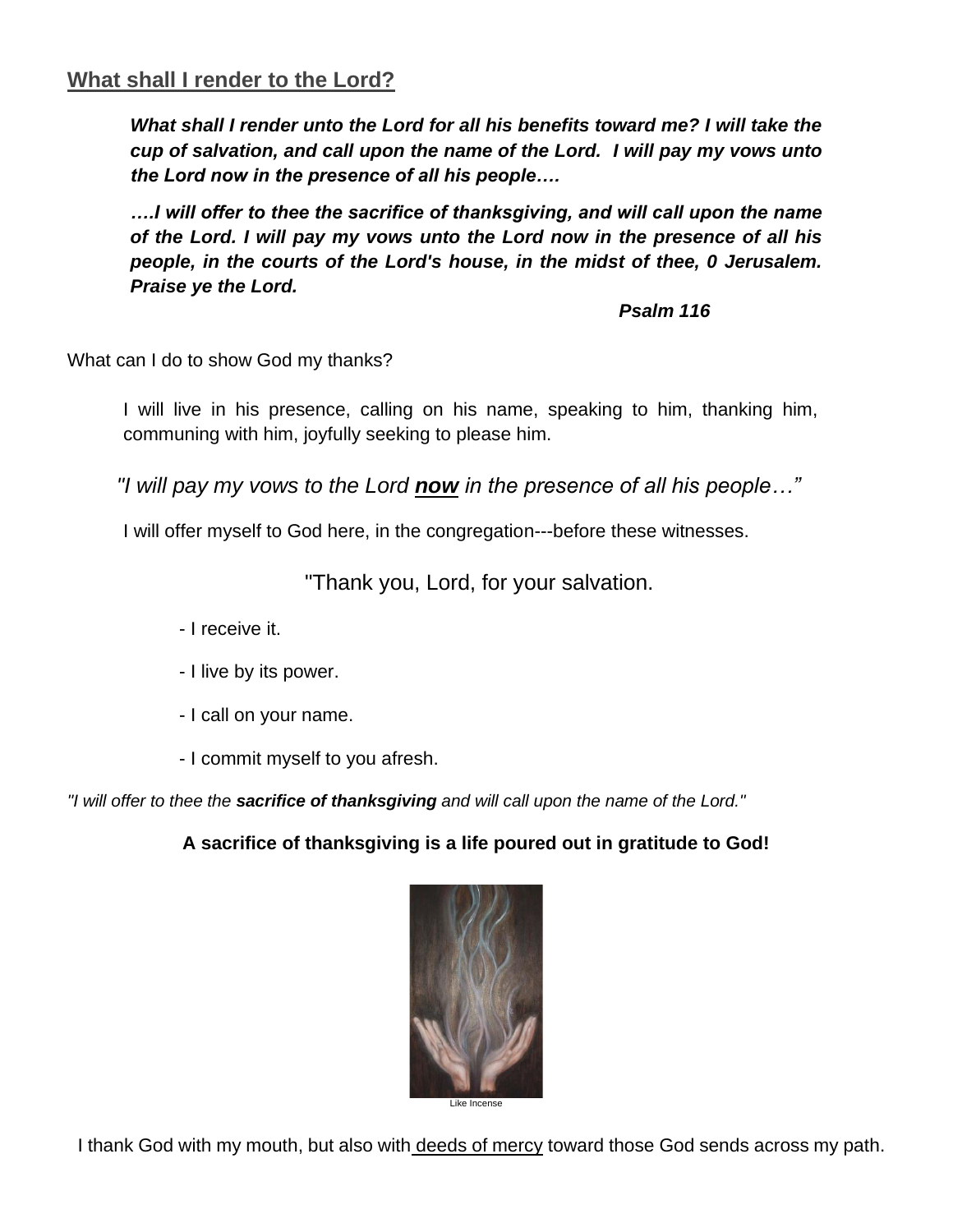## <u>What shall I render to the Lord?</u>

> ***What shall I render unto the Lord for all his benefits toward me? I will take the cup of salvation, and call upon the name of the Lord. I will pay my vows unto the Lord now in the presence of all his people….***
>
> ***….I will offer to thee the sacrifice of thanksgiving, and will call upon the name of the Lord. I will pay my vows unto the Lord now in the presence of all his people, in the courts of the Lord's house, in the midst of thee, 0 Jerusalem. Praise ye the Lord.***
>
> ***Psalm 116***

What can I do to show God my thanks?

> I will live in his presence, calling on his name, speaking to him, thanking him, communing with him, joyfully seeking to please him.

*"I will pay my vows to the Lord **<u>now</u>** in the presence of all his people…"*

> I will offer myself to God here, in the congregation---before these witnesses.

"Thank you, Lord, for your salvation.

- I receive it.
- I live by its power.
- I call on your name.
- I commit myself to you afresh.

*"I will offer to thee the **sacrifice of thanksgiving** and will call upon the name of the Lord."*

**A sacrifice of thanksgiving is a life poured out in gratitude to God!**

Like Incense

I thank God with my mouth, but also with <u>deeds of mercy</u> toward those God sends across my path.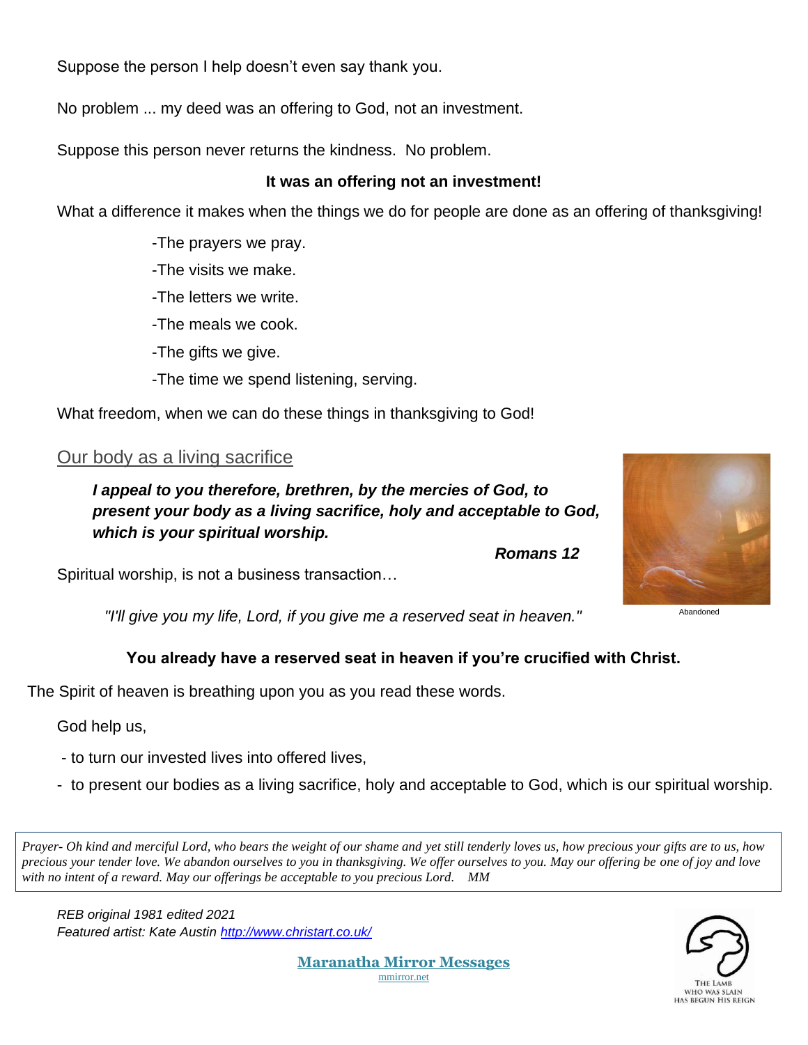Suppose the person I help doesn't even say thank you.

No problem ... my deed was an offering to God, not an investment.

Suppose this person never returns the kindness. No problem.

**It was an offering not an investment!**

What a difference it makes when the things we do for people are done as an offering of thanksgiving!

-The prayers we pray.

-The visits we make.

-The letters we write.

-The meals we cook.

-The gifts we give.

-The time we spend listening, serving.

What freedom, when we can do these things in thanksgiving to God!

## Our body as a living sacrifice

> ***I appeal to you therefore, brethren, by the mercies of God, to present your body as a living sacrifice, holy and acceptable to God, which is your spiritual worship.***
>
> ***Romans 12***

Abandoned

Spiritual worship, is not a business transaction…

*"I'll give you my life, Lord, if you give me a reserved seat in heaven."*

**You already have a reserved seat in heaven if you're crucified with Christ.**

The Spirit of heaven is breathing upon you as you read these words.

God help us,

- to turn our invested lives into offered lives,
- to present our bodies as a living sacrifice, holy and acceptable to God, which is our spiritual worship.

*Prayer- Oh kind and merciful Lord, who bears the weight of our shame and yet still tenderly loves us, how precious your gifts are to us, how precious your tender love. We abandon ourselves to you in thanksgiving. We offer ourselves to you. May our offering be one of joy and love with no intent of a reward. May our offerings be acceptable to you precious Lord. MM*

*REB original 1981 edited 2021*
*Featured artist: Kate Austin http://www.christart.co.uk/*

**Maranatha Mirror Messages**
mmirror.net

THE LAMB WHO WAS SLAIN HAS BEGUN HIS REIGN